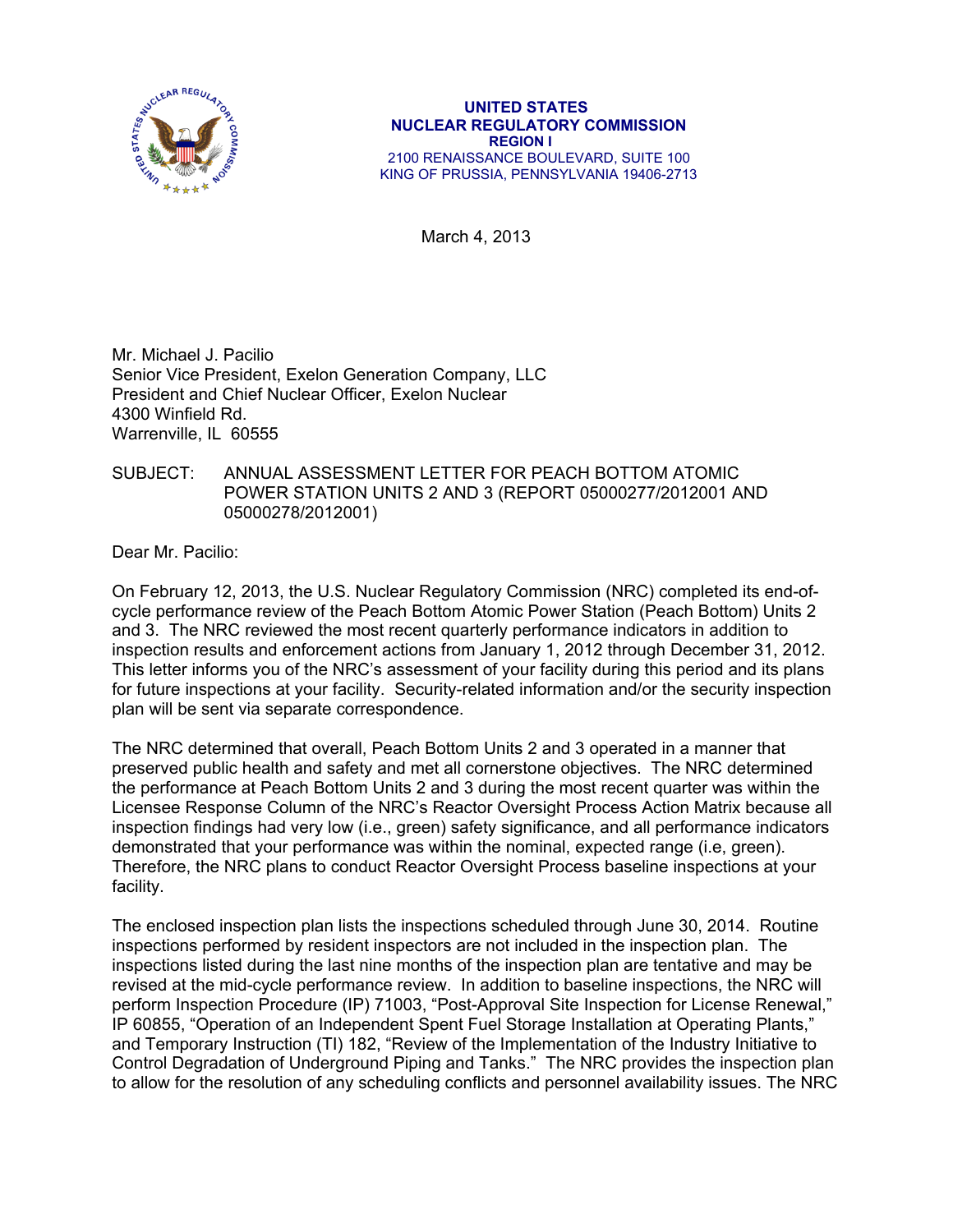**UNITED STATES**
**NUCLEAR REGULATORY COMMISSION**
**REGION I**
2100 RENAISSANCE BOULEVARD, SUITE 100
KING OF PRUSSIA, PENNSYLVANIA 19406-2713

March 4, 2013

Mr. Michael J. Pacilio
Senior Vice President, Exelon Generation Company, LLC
President and Chief Nuclear Officer, Exelon Nuclear
4300 Winfield Rd.
Warrenville, IL 60555

SUBJECT: ANNUAL ASSESSMENT LETTER FOR PEACH BOTTOM ATOMIC POWER STATION UNITS 2 AND 3 (REPORT 05000277/2012001 AND 05000278/2012001)

Dear Mr. Pacilio:

On February 12, 2013, the U.S. Nuclear Regulatory Commission (NRC) completed its end-of-cycle performance review of the Peach Bottom Atomic Power Station (Peach Bottom) Units 2 and 3. The NRC reviewed the most recent quarterly performance indicators in addition to inspection results and enforcement actions from January 1, 2012 through December 31, 2012. This letter informs you of the NRC's assessment of your facility during this period and its plans for future inspections at your facility. Security-related information and/or the security inspection plan will be sent via separate correspondence.

The NRC determined that overall, Peach Bottom Units 2 and 3 operated in a manner that preserved public health and safety and met all cornerstone objectives. The NRC determined the performance at Peach Bottom Units 2 and 3 during the most recent quarter was within the Licensee Response Column of the NRC's Reactor Oversight Process Action Matrix because all inspection findings had very low (i.e., green) safety significance, and all performance indicators demonstrated that your performance was within the nominal, expected range (i.e, green). Therefore, the NRC plans to conduct Reactor Oversight Process baseline inspections at your facility.

The enclosed inspection plan lists the inspections scheduled through June 30, 2014. Routine inspections performed by resident inspectors are not included in the inspection plan. The inspections listed during the last nine months of the inspection plan are tentative and may be revised at the mid-cycle performance review. In addition to baseline inspections, the NRC will perform Inspection Procedure (IP) 71003, "Post-Approval Site Inspection for License Renewal," IP 60855, "Operation of an Independent Spent Fuel Storage Installation at Operating Plants," and Temporary Instruction (TI) 182, "Review of the Implementation of the Industry Initiative to Control Degradation of Underground Piping and Tanks." The NRC provides the inspection plan to allow for the resolution of any scheduling conflicts and personnel availability issues. The NRC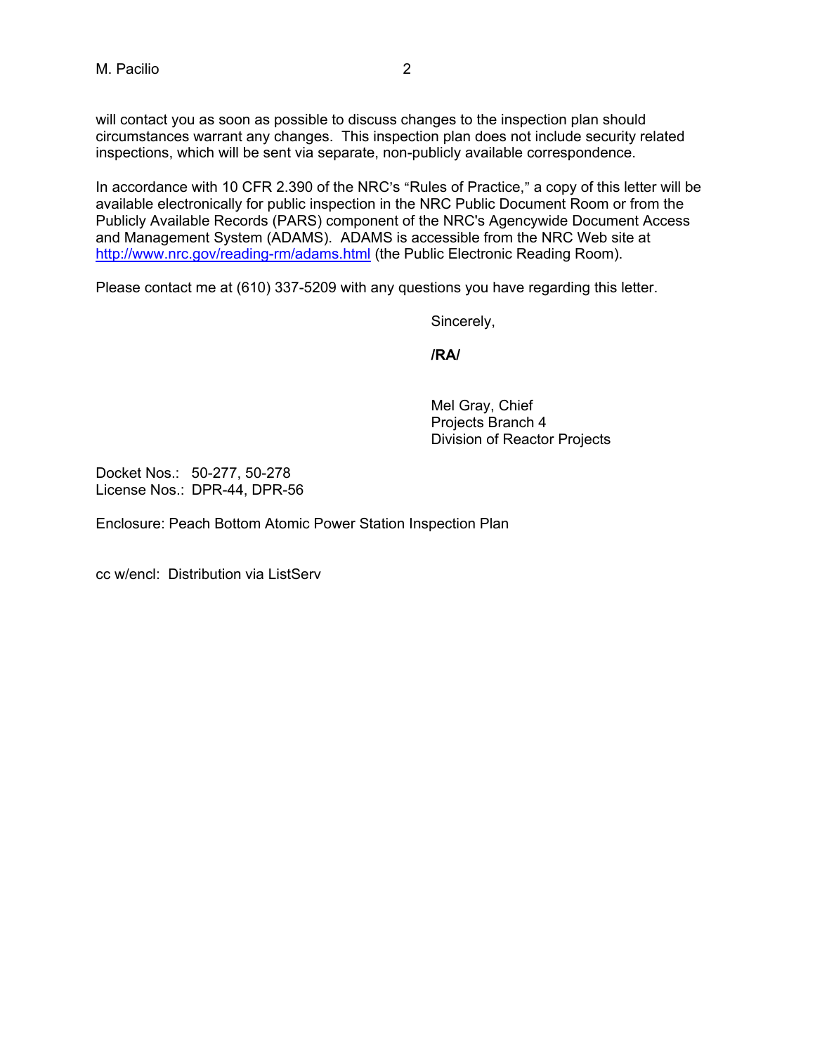will contact you as soon as possible to discuss changes to the inspection plan should circumstances warrant any changes. This inspection plan does not include security related inspections, which will be sent via separate, non-publicly available correspondence.

In accordance with 10 CFR 2.390 of the NRC's "Rules of Practice," a copy of this letter will be available electronically for public inspection in the NRC Public Document Room or from the Publicly Available Records (PARS) component of the NRC's Agencywide Document Access and Management System (ADAMS). ADAMS is accessible from the NRC Web site at http://www.nrc.gov/reading-rm/adams.html (the Public Electronic Reading Room).

Please contact me at (610) 337-5209 with any questions you have regarding this letter.

Sincerely,

**/RA/**

Mel Gray, Chief
Projects Branch 4
Division of Reactor Projects

Docket Nos.: 50-277, 50-278
License Nos.: DPR-44, DPR-56

Enclosure: Peach Bottom Atomic Power Station Inspection Plan

cc w/encl: Distribution via ListServ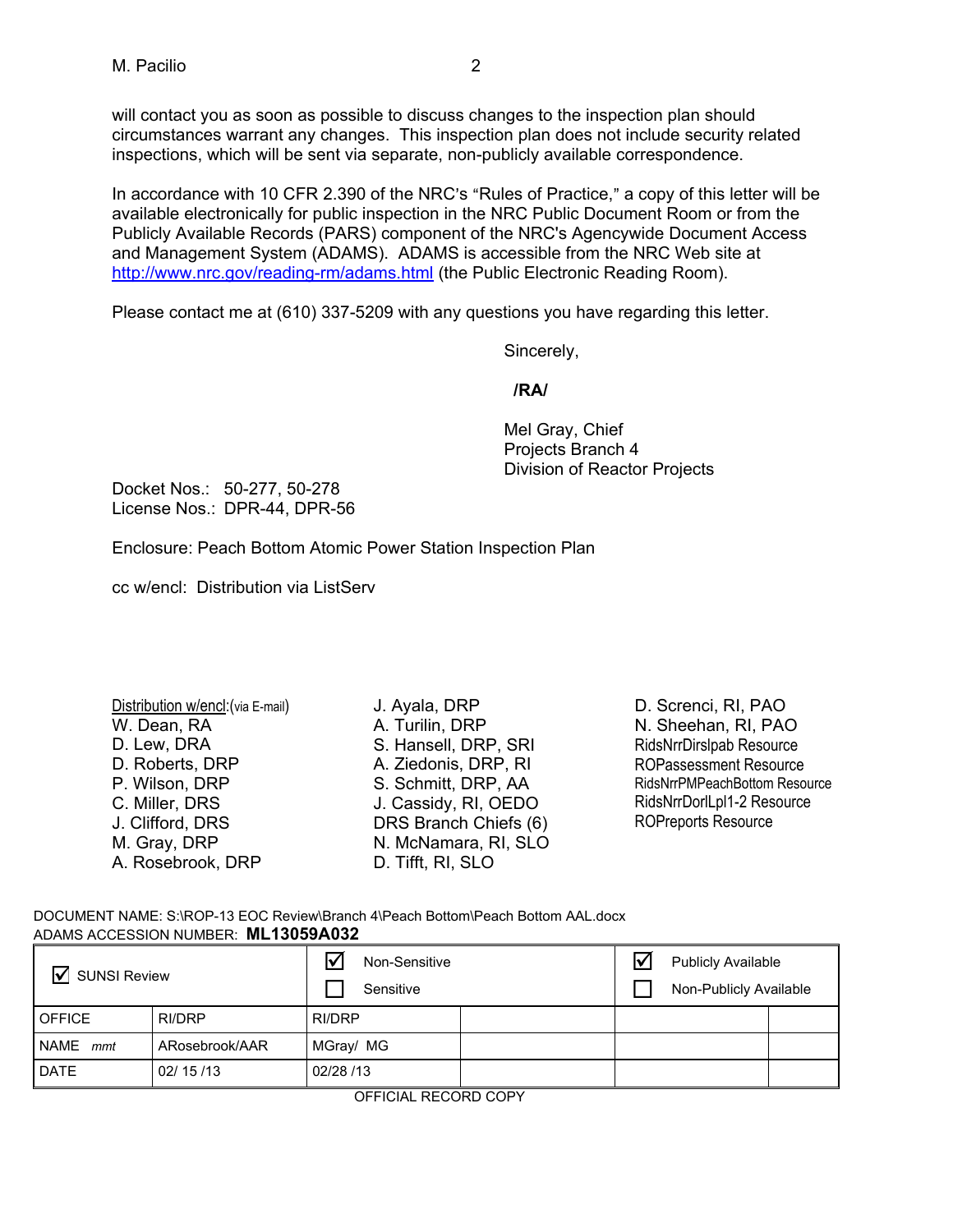will contact you as soon as possible to discuss changes to the inspection plan should circumstances warrant any changes. This inspection plan does not include security related inspections, which will be sent via separate, non-publicly available correspondence.

In accordance with 10 CFR 2.390 of the NRC's "Rules of Practice," a copy of this letter will be available electronically for public inspection in the NRC Public Document Room or from the Publicly Available Records (PARS) component of the NRC's Agencywide Document Access and Management System (ADAMS). ADAMS is accessible from the NRC Web site at http://www.nrc.gov/reading-rm/adams.html (the Public Electronic Reading Room).

Please contact me at (610) 337-5209 with any questions you have regarding this letter.

Sincerely,

**/RA/**

Mel Gray, Chief
Projects Branch 4
Division of Reactor Projects

Docket Nos.: 50-277, 50-278
License Nos.: DPR-44, DPR-56

Enclosure: Peach Bottom Atomic Power Station Inspection Plan

cc w/encl: Distribution via ListServ

Distribution w/encl:(via E-mail)
W. Dean, RA
D. Lew, DRA
D. Roberts, DRP
P. Wilson, DRP
C. Miller, DRS
J. Clifford, DRS
M. Gray, DRP
A. Rosebrook, DRP
J. Ayala, DRP
A. Turilin, DRP
S. Hansell, DRP, SRI
A. Ziedonis, DRP, RI
S. Schmitt, DRP, AA
J. Cassidy, RI, OEDO
DRS Branch Chiefs (6)
N. McNamara, RI, SLO
D. Tifft, RI, SLO
D. Screnci, RI, PAO
N. Sheehan, RI, PAO
RidsNrrDirslpab Resource
ROPassessment Resource
RidsNrrPMPeachBottom Resource
RidsNrrDorlLpl1-2 Resource
ROPreports Resource

DOCUMENT NAME: S:\ROP-13 EOC Review\Branch 4\Peach Bottom\Peach Bottom AAL.docx
ADAMS ACCESSION NUMBER: **ML13059A032**

| ☑ SUNSI Review | | ☑ Non-Sensitive ☐ Sensitive | | ☑ Publicly Available ☐ Non-Publicly Available | |
|---|---|---|---|---|---|
| OFFICE | RI/DRP | RI/DRP | | | |
| NAME *mmt* | ARosebrook/AAR | MGray/ MG | | | |
| DATE | 02/ 15 /13 | 02/28 /13 | | | |

OFFICIAL RECORD COPY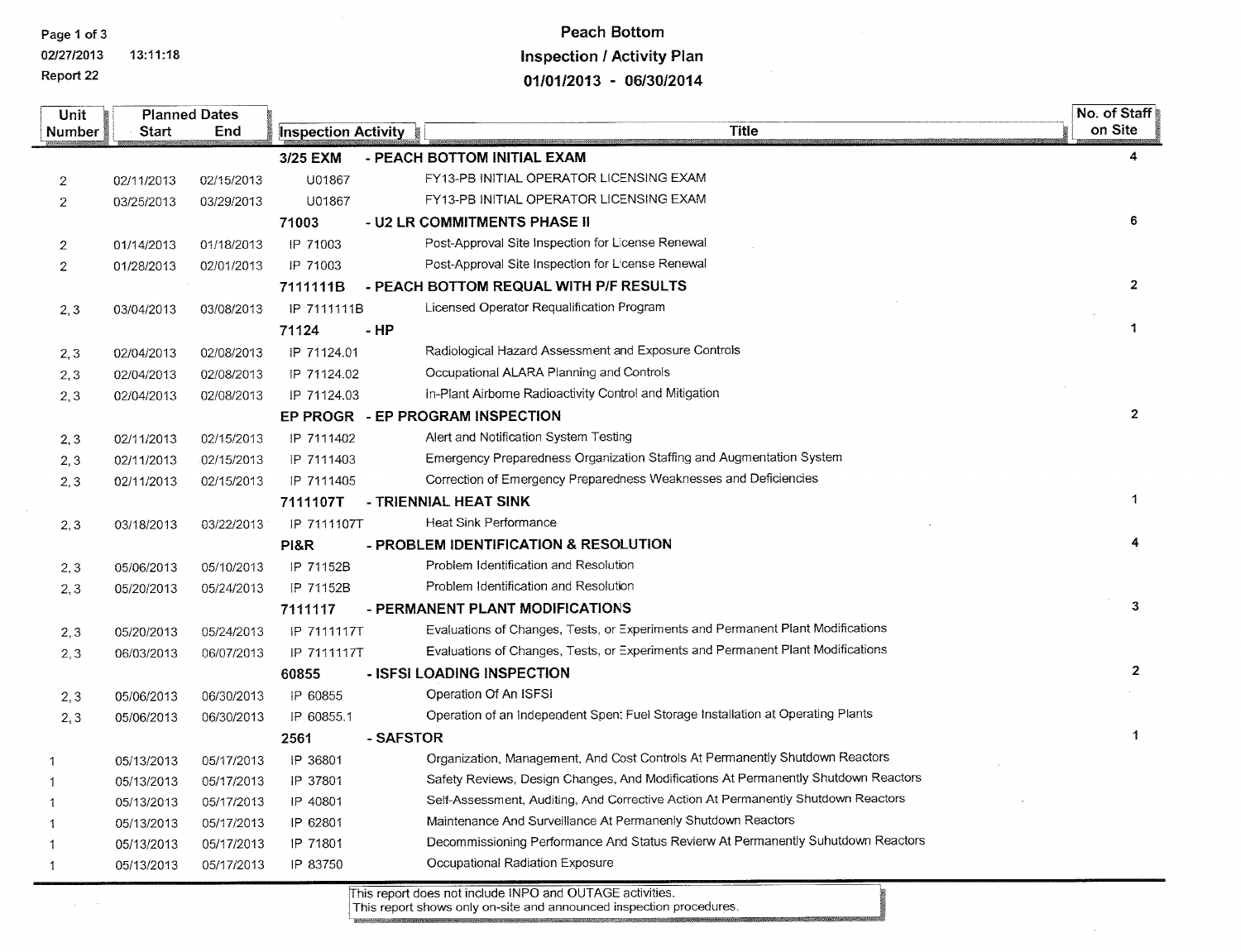02/27/2013 13:11:18

Report 22

# Peach Bottom

## Inspection / Activity Plan

## 01/01/2013 - 06/30/2014

| Unit Number | Planned Dates Start | End | Inspection Activity | Title | No. of Staff on Site |
|---|---|---|---|---|---|
| | | | **3/25 EXM** | **- PEACH BOTTOM INITIAL EXAM** | 4 |
| 2 | 02/11/2013 | 02/15/2013 | U01867 | FY13-PB INITIAL OPERATOR LICENSING EXAM | |
| 2 | 03/25/2013 | 03/29/2013 | U01867 | FY13-PB INITIAL OPERATOR LICENSING EXAM | |
| | | | **71003** | **- U2 LR COMMITMENTS PHASE II** | 6 |
| 2 | 01/14/2013 | 01/18/2013 | IP 71003 | Post-Approval Site Inspection for License Renewal | |
| 2 | 01/28/2013 | 02/01/2013 | IP 71003 | Post-Approval Site Inspection for License Renewal | |
| | | | **7111111B** | **- PEACH BOTTOM REQUAL WITH P/F RESULTS** | 2 |
| 2, 3 | 03/04/2013 | 03/08/2013 | IP 7111111B | Licensed Operator Requalification Program | |
| | | | **71124** | **- HP** | 1 |
| 2, 3 | 02/04/2013 | 02/08/2013 | IP 71124.01 | Radiological Hazard Assessment and Exposure Controls | |
| 2, 3 | 02/04/2013 | 02/08/2013 | IP 71124.02 | Occupational ALARA Planning and Controls | |
| 2, 3 | 02/04/2013 | 02/08/2013 | IP 71124.03 | In-Plant Airborne Radioactivity Control and Mitigation | |
| | | | **EP PROGR** | **- EP PROGRAM INSPECTION** | 2 |
| 2, 3 | 02/11/2013 | 02/15/2013 | IP 7111402 | Alert and Notification System Testing | |
| 2, 3 | 02/11/2013 | 02/15/2013 | IP 7111403 | Emergency Preparedness Organization Staffing and Augmentation System | |
| 2, 3 | 02/11/2013 | 02/15/2013 | IP 7111405 | Correction of Emergency Preparedness Weaknesses and Deficiencies | |
| | | | **7111107T** | **- TRIENNIAL HEAT SINK** | 1 |
| 2, 3 | 03/18/2013 | 03/22/2013 | IP 7111107T | Heat Sink Performance | |
| | | | **PI&R** | **- PROBLEM IDENTIFICATION & RESOLUTION** | 4 |
| 2, 3 | 05/06/2013 | 05/10/2013 | IP 71152B | Problem Identification and Resolution | |
| 2, 3 | 05/20/2013 | 05/24/2013 | IP 71152B | Problem Identification and Resolution | |
| | | | **7111117** | **- PERMANENT PLANT MODIFICATIONS** | 3 |
| 2, 3 | 05/20/2013 | 05/24/2013 | IP 7111117T | Evaluations of Changes, Tests, or Experiments and Permanent Plant Modifications | |
| 2, 3 | 06/03/2013 | 06/07/2013 | IP 7111117T | Evaluations of Changes, Tests, or Experiments and Permanent Plant Modifications | |
| | | | **60855** | **- ISFSI LOADING INSPECTION** | 2 |
| 2, 3 | 05/06/2013 | 06/30/2013 | IP 60855 | Operation Of An ISFSI | |
| 2, 3 | 05/06/2013 | 06/30/2013 | IP 60855.1 | Operation of an Independent Spent Fuel Storage Installation at Operating Plants | |
| | | | **2561** | **- SAFSTOR** | 1 |
| 1 | 05/13/2013 | 05/17/2013 | IP 36801 | Organization, Management, And Cost Controls At Permanently Shutdown Reactors | |
| 1 | 05/13/2013 | 05/17/2013 | IP 37801 | Safety Reviews, Design Changes, And Modifications At Permanently Shutdown Reactors | |
| 1 | 05/13/2013 | 05/17/2013 | IP 40801 | Self-Assessment, Auditing, And Corrective Action At Permanently Shutdown Reactors | |
| 1 | 05/13/2013 | 05/17/2013 | IP 62801 | Maintenance And Surveillance At Permanenly Shutdown Reactors | |
| 1 | 05/13/2013 | 05/17/2013 | IP 71801 | Decommissioning Performance And Status Revierw At Permanently Suhutdown Reactors | |
| 1 | 05/13/2013 | 05/17/2013 | IP 83750 | Occupational Radiation Exposure | |

This report does not include INPO and OUTAGE activities.
This report shows only on-site and announced inspection procedures.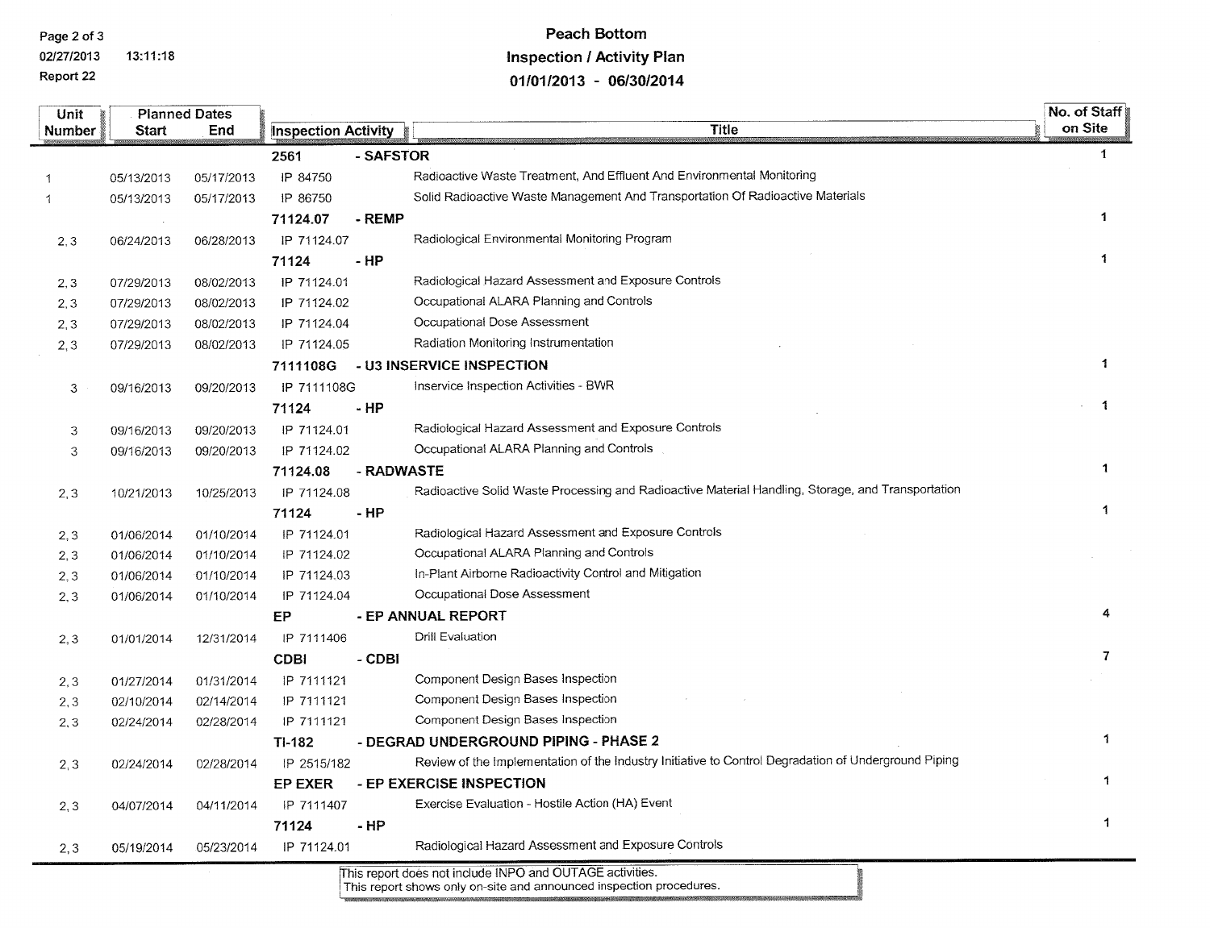# Peach Bottom
## Inspection / Activity Plan
## 01/01/2013 - 06/30/2014

| Unit Number | Planned Dates Start | Planned Dates End | Inspection Activity | Title | No. of Staff on Site |
|---|---|---|---|---|---|
| | | | **2561 - SAFSTOR** | | 1 |
| 1 | 05/13/2013 | 05/17/2013 | IP 84750 | Radioactive Waste Treatment, And Effluent And Environmental Monitoring | |
| 1 | 05/13/2013 | 05/17/2013 | IP 86750 | Solid Radioactive Waste Management And Transportation Of Radioactive Materials | |
| | | | **71124.07 - REMP** | | 1 |
| 2, 3 | 06/24/2013 | 06/28/2013 | IP 71124.07 | Radiological Environmental Monitoring Program | |
| | | | **71124 - HP** | | 1 |
| 2, 3 | 07/29/2013 | 08/02/2013 | IP 71124.01 | Radiological Hazard Assessment and Exposure Controls | |
| 2, 3 | 07/29/2013 | 08/02/2013 | IP 71124.02 | Occupational ALARA Planning and Controls | |
| 2, 3 | 07/29/2013 | 08/02/2013 | IP 71124.04 | Occupational Dose Assessment | |
| 2, 3 | 07/29/2013 | 08/02/2013 | IP 71124.05 | Radiation Monitoring Instrumentation | |
| | | | **7111108G - U3 INSERVICE INSPECTION** | | 1 |
| 3 | 09/16/2013 | 09/20/2013 | IP 7111108G | Inservice Inspection Activities - BWR | |
| | | | **71124 - HP** | | 1 |
| 3 | 09/16/2013 | 09/20/2013 | IP 71124.01 | Radiological Hazard Assessment and Exposure Controls | |
| 3 | 09/16/2013 | 09/20/2013 | IP 71124.02 | Occupational ALARA Planning and Controls | |
| | | | **71124.08 - RADWASTE** | | 1 |
| 2, 3 | 10/21/2013 | 10/25/2013 | IP 71124.08 | Radioactive Solid Waste Processing and Radioactive Material Handling, Storage, and Transportation | |
| | | | **71124 - HP** | | 1 |
| 2, 3 | 01/06/2014 | 01/10/2014 | IP 71124.01 | Radiological Hazard Assessment and Exposure Controls | |
| 2, 3 | 01/06/2014 | 01/10/2014 | IP 71124.02 | Occupational ALARA Planning and Controls | |
| 2, 3 | 01/06/2014 | 01/10/2014 | IP 71124.03 | In-Plant Airborne Radioactivity Control and Mitigation | |
| 2, 3 | 01/06/2014 | 01/10/2014 | IP 71124.04 | Occupational Dose Assessment | |
| | | | **EP - EP ANNUAL REPORT** | | 4 |
| 2, 3 | 01/01/2014 | 12/31/2014 | IP 7111406 | Drill Evaluation | |
| | | | **CDBI - CDBI** | | 7 |
| 2, 3 | 01/27/2014 | 01/31/2014 | IP 7111121 | Component Design Bases Inspection | |
| 2, 3 | 02/10/2014 | 02/14/2014 | IP 7111121 | Component Design Bases Inspection | |
| 2, 3 | 02/24/2014 | 02/28/2014 | IP 7111121 | Component Design Bases Inspection | |
| | | | **TI-182 - DEGRAD UNDERGROUND PIPING - PHASE 2** | | 1 |
| 2, 3 | 02/24/2014 | 02/28/2014 | IP 2515/182 | Review of the Implementation of the Industry Initiative to Control Degradation of Underground Piping | |
| | | | **EP EXER - EP EXERCISE INSPECTION** | | 1 |
| 2, 3 | 04/07/2014 | 04/11/2014 | IP 7111407 | Exercise Evaluation - Hostile Action (HA) Event | |
| | | | **71124 - HP** | | 1 |
| 2, 3 | 05/19/2014 | 05/23/2014 | IP 71124.01 | Radiological Hazard Assessment and Exposure Controls | |

This report does not include INPO and OUTAGE activities.
This report shows only on-site and announced inspection procedures.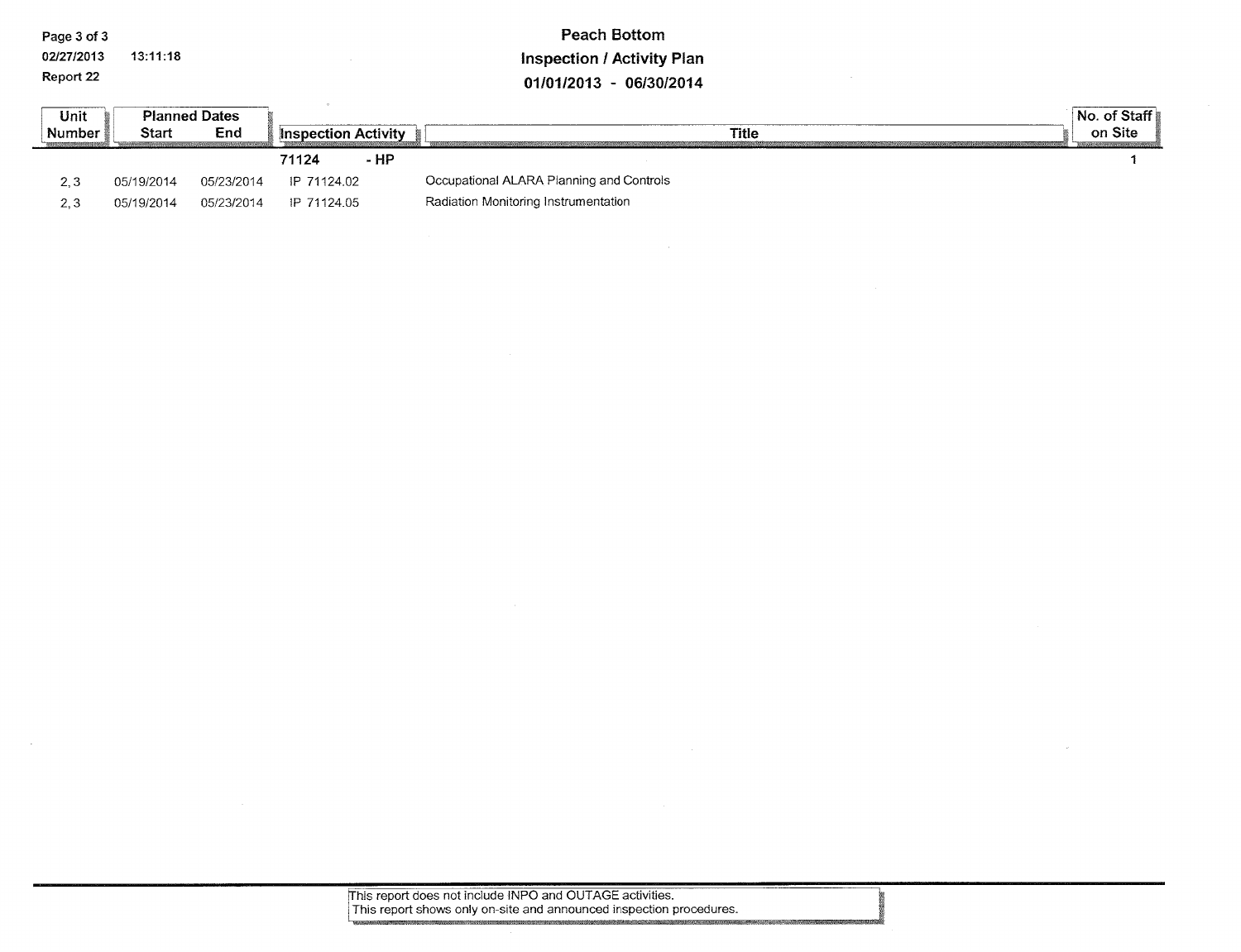# Peach Bottom

## Inspection / Activity Plan

## 01/01/2013 - 06/30/2014

| Unit Number | Planned Dates Start | End | Inspection Activity | Title | No. of Staff on Site |
|---|---|---|---|---|---|
| | | | 71124 - HP | | 1 |
| 2, 3 | 05/19/2014 | 05/23/2014 | IP 71124.02 | Occupational ALARA Planning and Controls | |
| 2, 3 | 05/19/2014 | 05/23/2014 | IP 71124.05 | Radiation Monitoring Instrumentation | |

This report does not include INPO and OUTAGE activities.
This report shows only on-site and announced inspection procedures.